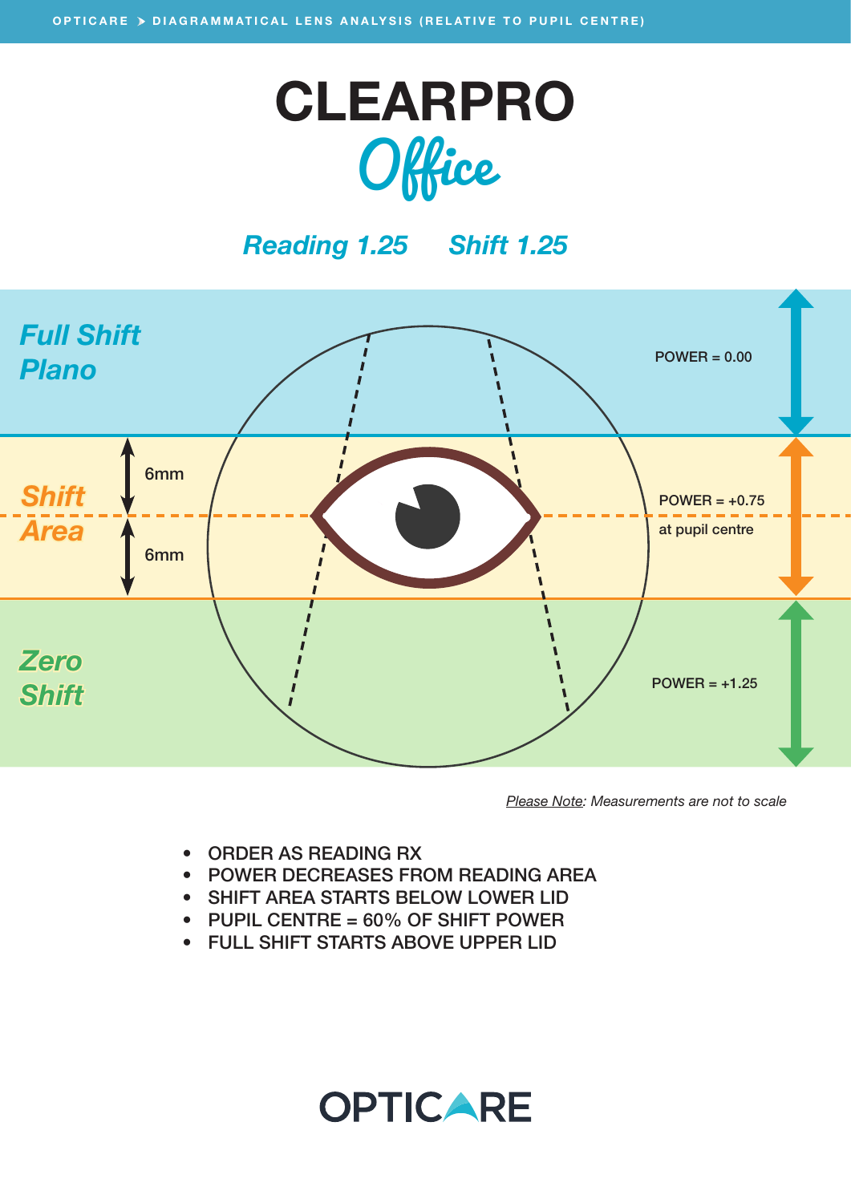OPTICARE ➤ DIAGRAMMATICAL LENS ANALYSIS (RELATIVE TO PUPIL CENTRE)

# CLEARPRO

## *Office*

***Reading 1.25*** ***Shift 1.25***

***Full Shift Plano***

POWER = 0.00

***Shift Area***

6mm

6mm

POWER = +0.75 at pupil centre

***Zero Shift***

POWER = +1.25

*Please Note: Measurements are not to scale*

- ORDER AS READING RX
- POWER DECREASES FROM READING AREA
- SHIFT AREA STARTS BELOW LOWER LID
- PUPIL CENTRE = 60% OF SHIFT POWER
- FULL SHIFT STARTS ABOVE UPPER LID

OPTICARE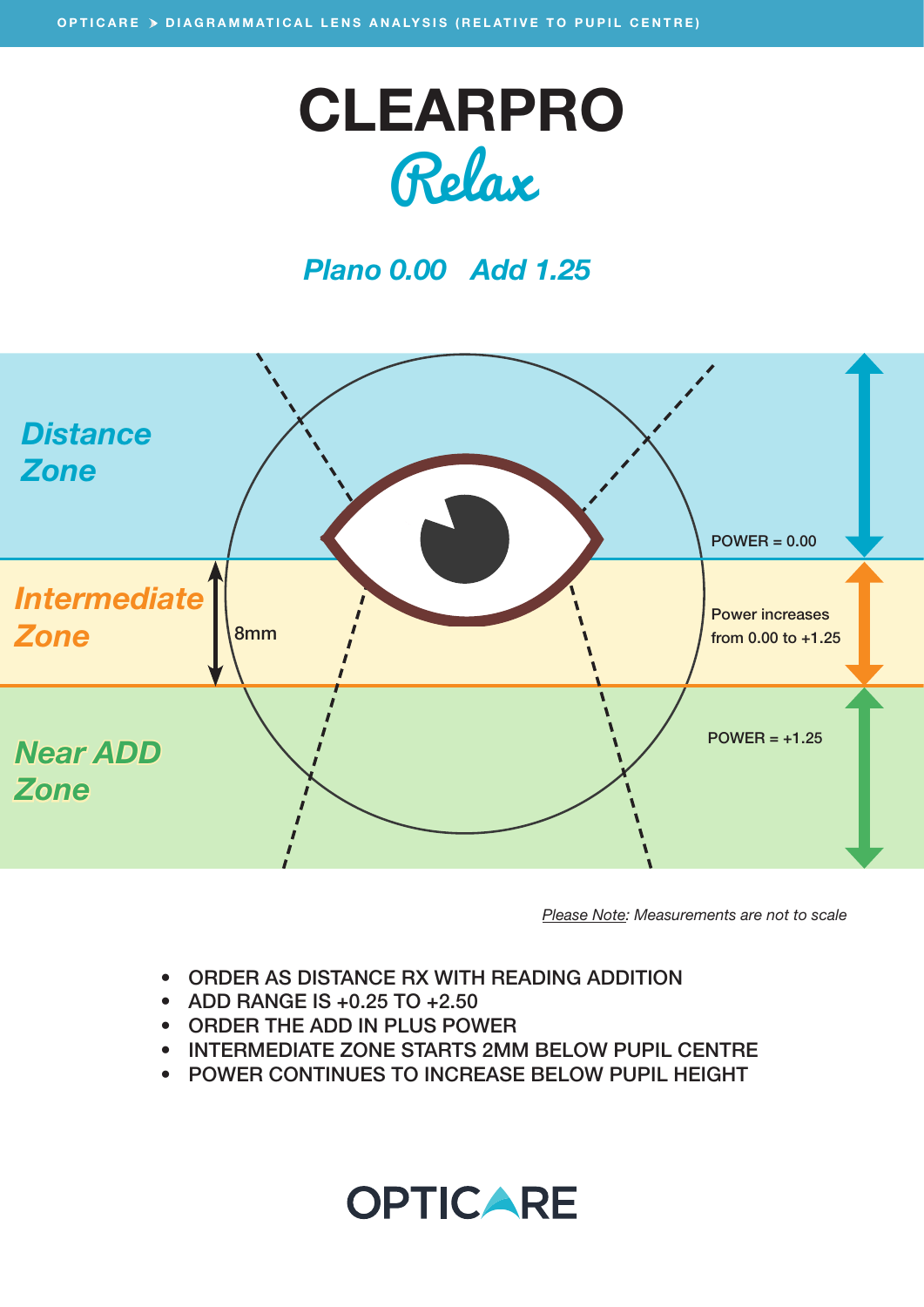OPTICARE ➤ DIAGRAMMATICAL LENS ANALYSIS (RELATIVE TO PUPIL CENTRE)

# CLEARPRO

## Relax

### *Plano 0.00   Add 1.25*

*Distance Zone*

POWER = 0.00

*Intermediate Zone*

8mm

Power increases from 0.00 to +1.25

*Near ADD Zone*

POWER = +1.25

*Please Note: Measurements are not to scale*

- ORDER AS DISTANCE RX WITH READING ADDITION
- ADD RANGE IS +0.25 TO +2.50
- ORDER THE ADD IN PLUS POWER
- INTERMEDIATE ZONE STARTS 2MM BELOW PUPIL CENTRE
- POWER CONTINUES TO INCREASE BELOW PUPIL HEIGHT

OPTICARE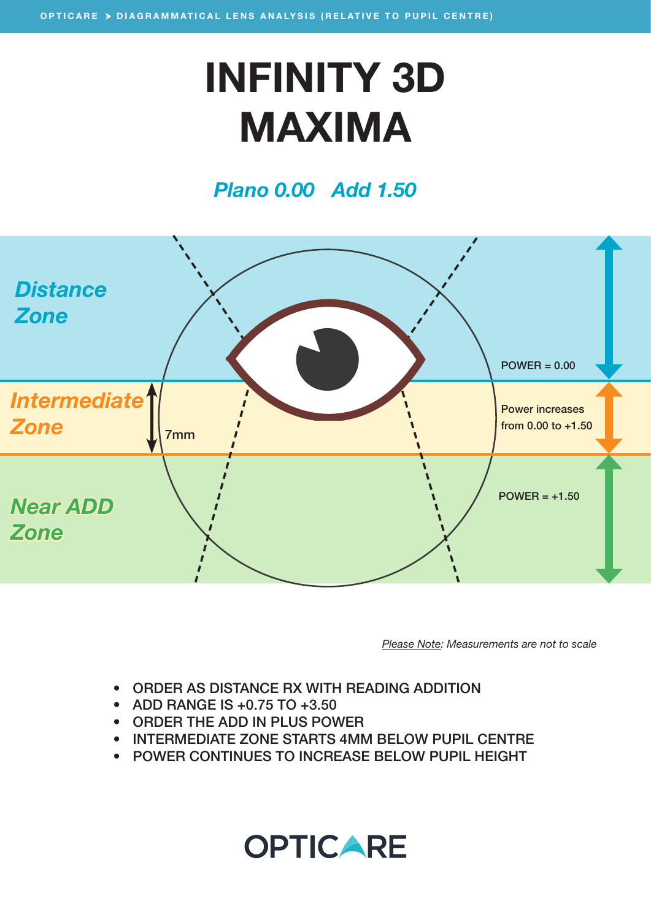OPTICARE ➤ DIAGRAMMATICAL LENS ANALYSIS (RELATIVE TO PUPIL CENTRE)

# INFINITY 3D MAXIMA

## *Plano 0.00   Add 1.50*

*Distance Zone*

POWER = 0.00

*Intermediate Zone*

7mm

Power increases from 0.00 to +1.50

*Near ADD Zone*

POWER = +1.50

*Please Note: Measurements are not to scale*

- ORDER AS DISTANCE RX WITH READING ADDITION
- ADD RANGE IS +0.75 TO +3.50
- ORDER THE ADD IN PLUS POWER
- INTERMEDIATE ZONE STARTS 4MM BELOW PUPIL CENTRE
- POWER CONTINUES TO INCREASE BELOW PUPIL HEIGHT

OPTICARE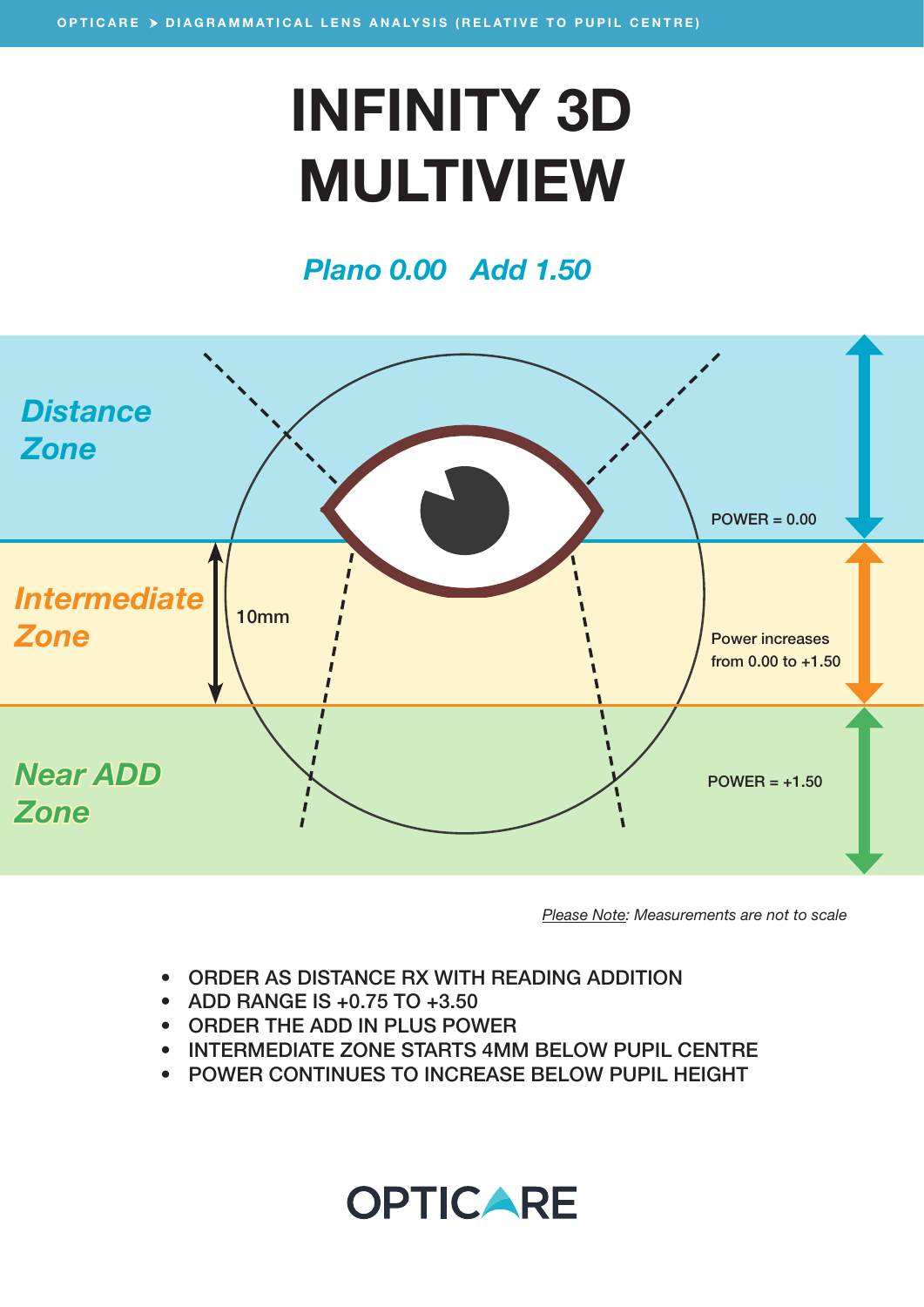OPTICARE ➤ DIAGRAMMATICAL LENS ANALYSIS (RELATIVE TO PUPIL CENTRE)

# INFINITY 3D MULTIVIEW

## *Plano 0.00   Add 1.50*

*Distance Zone*

POWER = 0.00

*Intermediate Zone*

10mm

Power increases from 0.00 to +1.50

*Near ADD Zone*

POWER = +1.50

*Please Note: Measurements are not to scale*

- ORDER AS DISTANCE RX WITH READING ADDITION
- ADD RANGE IS +0.75 TO +3.50
- ORDER THE ADD IN PLUS POWER
- INTERMEDIATE ZONE STARTS 4MM BELOW PUPIL CENTRE
- POWER CONTINUES TO INCREASE BELOW PUPIL HEIGHT

OPTICARE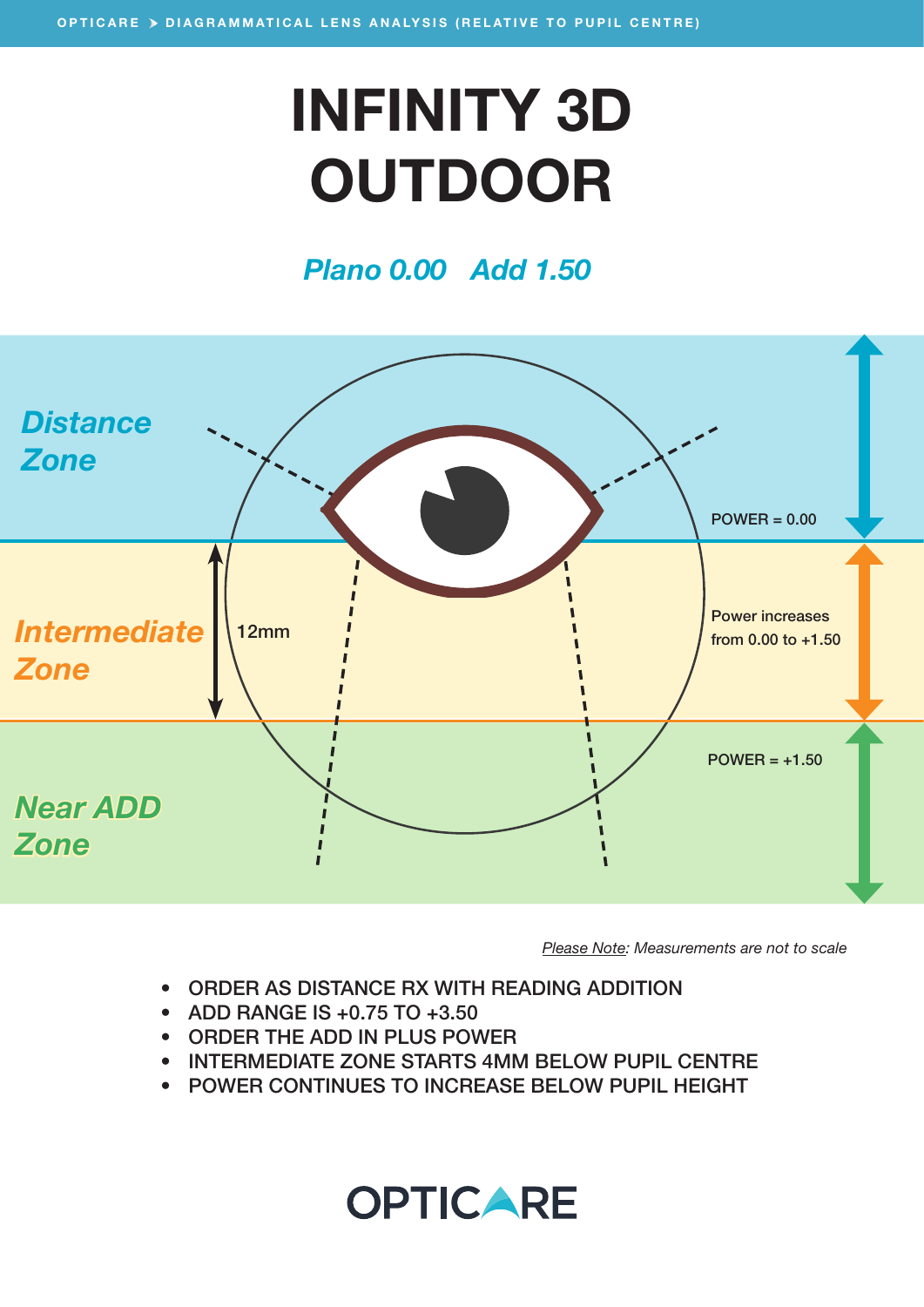OPTICARE ➤ DIAGRAMMATICAL LENS ANALYSIS (RELATIVE TO PUPIL CENTRE)

# INFINITY 3D OUTDOOR

## *Plano 0.00   Add 1.50*

*Distance Zone*

POWER = 0.00

*Intermediate Zone*

12mm

Power increases from 0.00 to +1.50

*Near ADD Zone*

POWER = +1.50

*Please Note: Measurements are not to scale*

- ORDER AS DISTANCE RX WITH READING ADDITION
- ADD RANGE IS +0.75 TO +3.50
- ORDER THE ADD IN PLUS POWER
- INTERMEDIATE ZONE STARTS 4MM BELOW PUPIL CENTRE
- POWER CONTINUES TO INCREASE BELOW PUPIL HEIGHT

OPTICARE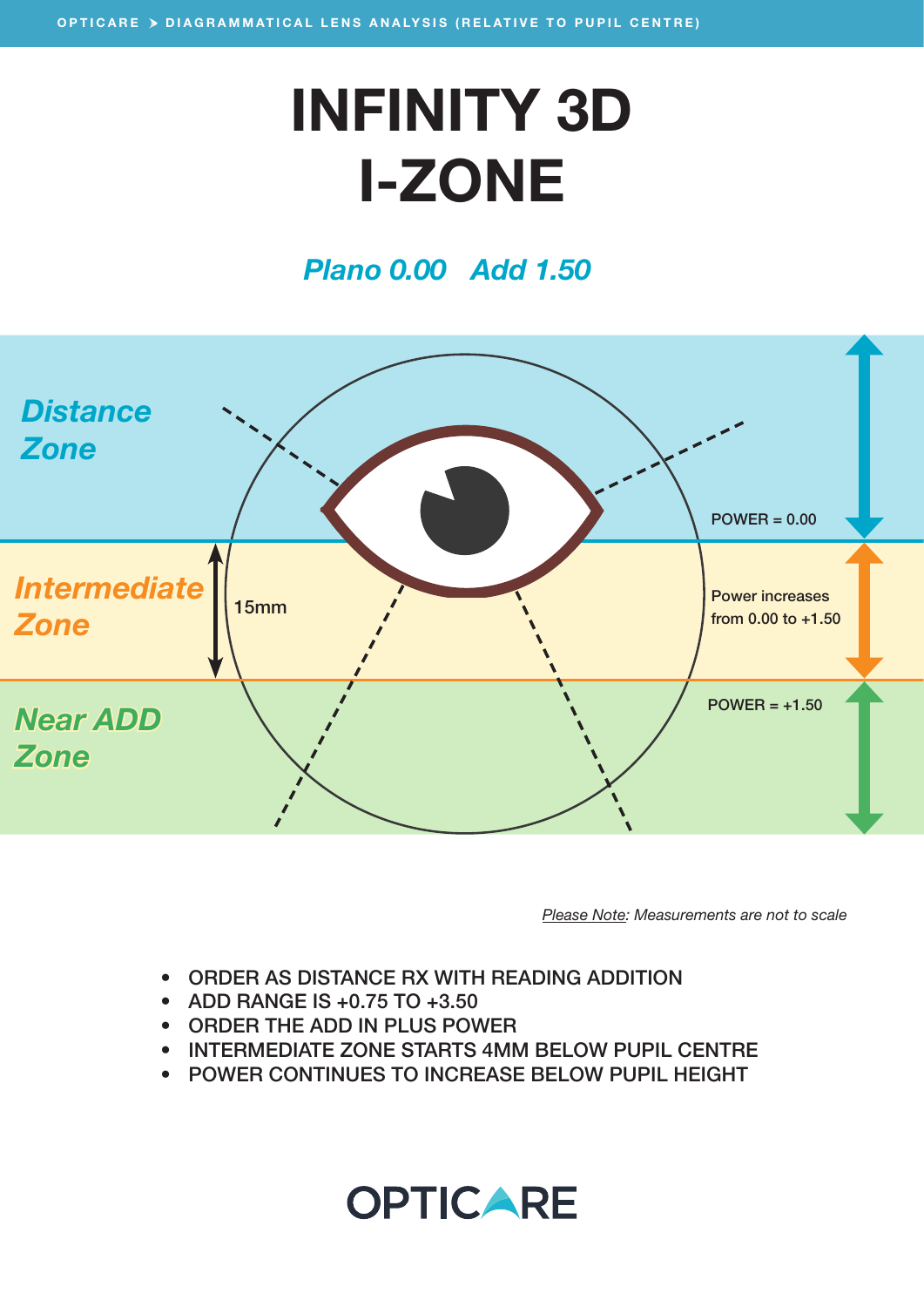OPTICARE ➤ DIAGRAMMATICAL LENS ANALYSIS (RELATIVE TO PUPIL CENTRE)

# INFINITY 3D I-ZONE

## *Plano 0.00 Add 1.50*

*Distance Zone*

POWER = 0.00

*Intermediate Zone*

15mm

Power increases from 0.00 to +1.50

*Near ADD Zone*

POWER = +1.50

Please Note: *Measurements are not to scale*

- ORDER AS DISTANCE RX WITH READING ADDITION
- ADD RANGE IS +0.75 TO +3.50
- ORDER THE ADD IN PLUS POWER
- INTERMEDIATE ZONE STARTS 4MM BELOW PUPIL CENTRE
- POWER CONTINUES TO INCREASE BELOW PUPIL HEIGHT

OPTICARE